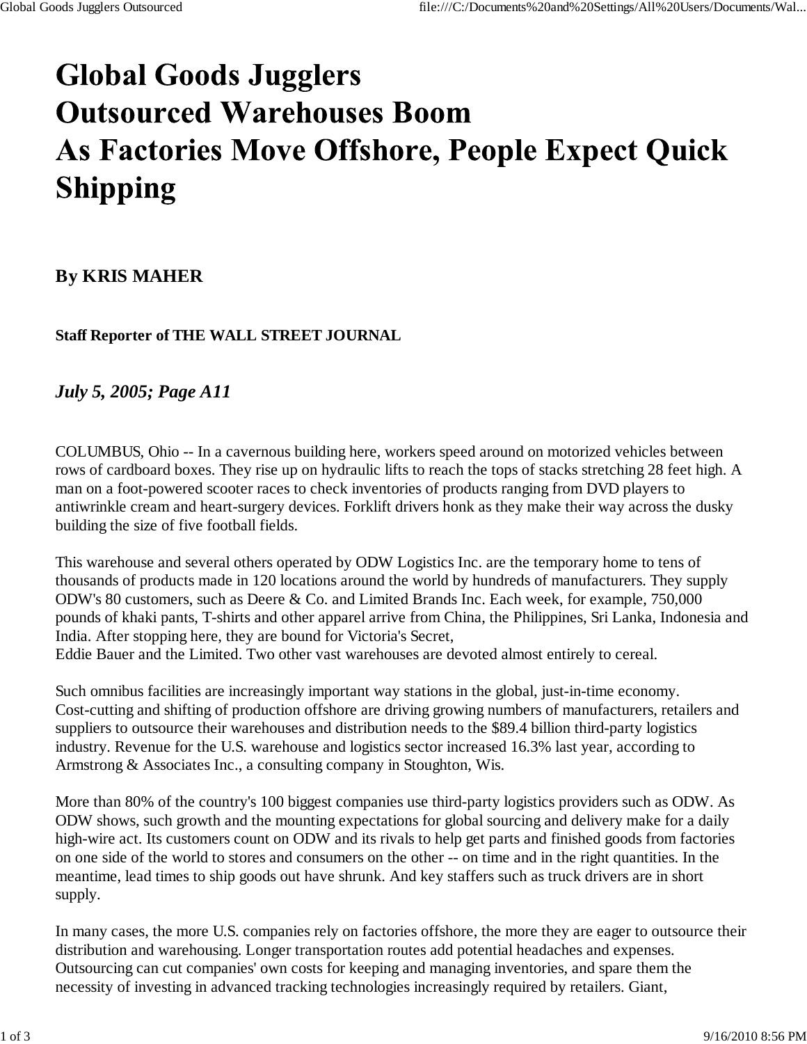# Global Goods Jugglers
# Outsourced Warehouses Boom
# As Factories Move Offshore, People Expect Quick Shipping

**By KRIS MAHER**

**Staff Reporter of THE WALL STREET JOURNAL**

***July 5, 2005; Page A11***

COLUMBUS, Ohio -- In a cavernous building here, workers speed around on motorized vehicles between rows of cardboard boxes. They rise up on hydraulic lifts to reach the tops of stacks stretching 28 feet high. A man on a foot-powered scooter races to check inventories of products ranging from DVD players to antiwrinkle cream and heart-surgery devices. Forklift drivers honk as they make their way across the dusky building the size of five football fields.

This warehouse and several others operated by ODW Logistics Inc. are the temporary home to tens of thousands of products made in 120 locations around the world by hundreds of manufacturers. They supply ODW's 80 customers, such as Deere & Co. and Limited Brands Inc. Each week, for example, 750,000 pounds of khaki pants, T-shirts and other apparel arrive from China, the Philippines, Sri Lanka, Indonesia and India. After stopping here, they are bound for Victoria's Secret, Eddie Bauer and the Limited. Two other vast warehouses are devoted almost entirely to cereal.

Such omnibus facilities are increasingly important way stations in the global, just-in-time economy. Cost-cutting and shifting of production offshore are driving growing numbers of manufacturers, retailers and suppliers to outsource their warehouses and distribution needs to the $89.4 billion third-party logistics industry. Revenue for the U.S. warehouse and logistics sector increased 16.3% last year, according to Armstrong & Associates Inc., a consulting company in Stoughton, Wis.

More than 80% of the country's 100 biggest companies use third-party logistics providers such as ODW. As ODW shows, such growth and the mounting expectations for global sourcing and delivery make for a daily high-wire act. Its customers count on ODW and its rivals to help get parts and finished goods from factories on one side of the world to stores and consumers on the other -- on time and in the right quantities. In the meantime, lead times to ship goods out have shrunk. And key staffers such as truck drivers are in short supply.

In many cases, the more U.S. companies rely on factories offshore, the more they are eager to outsource their distribution and warehousing. Longer transportation routes add potential headaches and expenses. Outsourcing can cut companies' own costs for keeping and managing inventories, and spare them the necessity of investing in advanced tracking technologies increasingly required by retailers. Giant,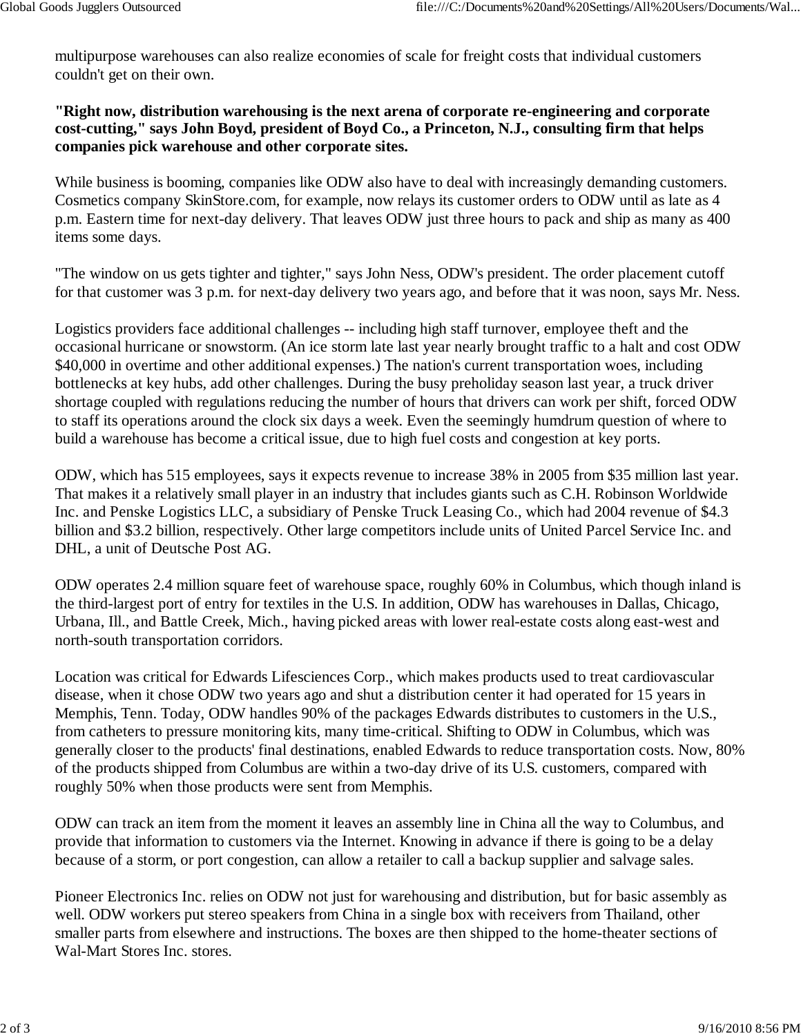multipurpose warehouses can also realize economies of scale for freight costs that individual customers couldn't get on their own.

**"Right now, distribution warehousing is the next arena of corporate re-engineering and corporate cost-cutting," says John Boyd, president of Boyd Co., a Princeton, N.J., consulting firm that helps companies pick warehouse and other corporate sites.**

While business is booming, companies like ODW also have to deal with increasingly demanding customers. Cosmetics company SkinStore.com, for example, now relays its customer orders to ODW until as late as 4 p.m. Eastern time for next-day delivery. That leaves ODW just three hours to pack and ship as many as 400 items some days.

"The window on us gets tighter and tighter," says John Ness, ODW's president. The order placement cutoff for that customer was 3 p.m. for next-day delivery two years ago, and before that it was noon, says Mr. Ness.

Logistics providers face additional challenges -- including high staff turnover, employee theft and the occasional hurricane or snowstorm. (An ice storm late last year nearly brought traffic to a halt and cost ODW $40,000 in overtime and other additional expenses.) The nation's current transportation woes, including bottlenecks at key hubs, add other challenges. During the busy preholiday season last year, a truck driver shortage coupled with regulations reducing the number of hours that drivers can work per shift, forced ODW to staff its operations around the clock six days a week. Even the seemingly humdrum question of where to build a warehouse has become a critical issue, due to high fuel costs and congestion at key ports.

ODW, which has 515 employees, says it expects revenue to increase 38% in 2005 from $35 million last year. That makes it a relatively small player in an industry that includes giants such as C.H. Robinson Worldwide Inc. and Penske Logistics LLC, a subsidiary of Penske Truck Leasing Co., which had 2004 revenue of $4.3 billion and $3.2 billion, respectively. Other large competitors include units of United Parcel Service Inc. and DHL, a unit of Deutsche Post AG.

ODW operates 2.4 million square feet of warehouse space, roughly 60% in Columbus, which though inland is the third-largest port of entry for textiles in the U.S. In addition, ODW has warehouses in Dallas, Chicago, Urbana, Ill., and Battle Creek, Mich., having picked areas with lower real-estate costs along east-west and north-south transportation corridors.

Location was critical for Edwards Lifesciences Corp., which makes products used to treat cardiovascular disease, when it chose ODW two years ago and shut a distribution center it had operated for 15 years in Memphis, Tenn. Today, ODW handles 90% of the packages Edwards distributes to customers in the U.S., from catheters to pressure monitoring kits, many time-critical. Shifting to ODW in Columbus, which was generally closer to the products' final destinations, enabled Edwards to reduce transportation costs. Now, 80% of the products shipped from Columbus are within a two-day drive of its U.S. customers, compared with roughly 50% when those products were sent from Memphis.

ODW can track an item from the moment it leaves an assembly line in China all the way to Columbus, and provide that information to customers via the Internet. Knowing in advance if there is going to be a delay because of a storm, or port congestion, can allow a retailer to call a backup supplier and salvage sales.

Pioneer Electronics Inc. relies on ODW not just for warehousing and distribution, but for basic assembly as well. ODW workers put stereo speakers from China in a single box with receivers from Thailand, other smaller parts from elsewhere and instructions. The boxes are then shipped to the home-theater sections of Wal-Mart Stores Inc. stores.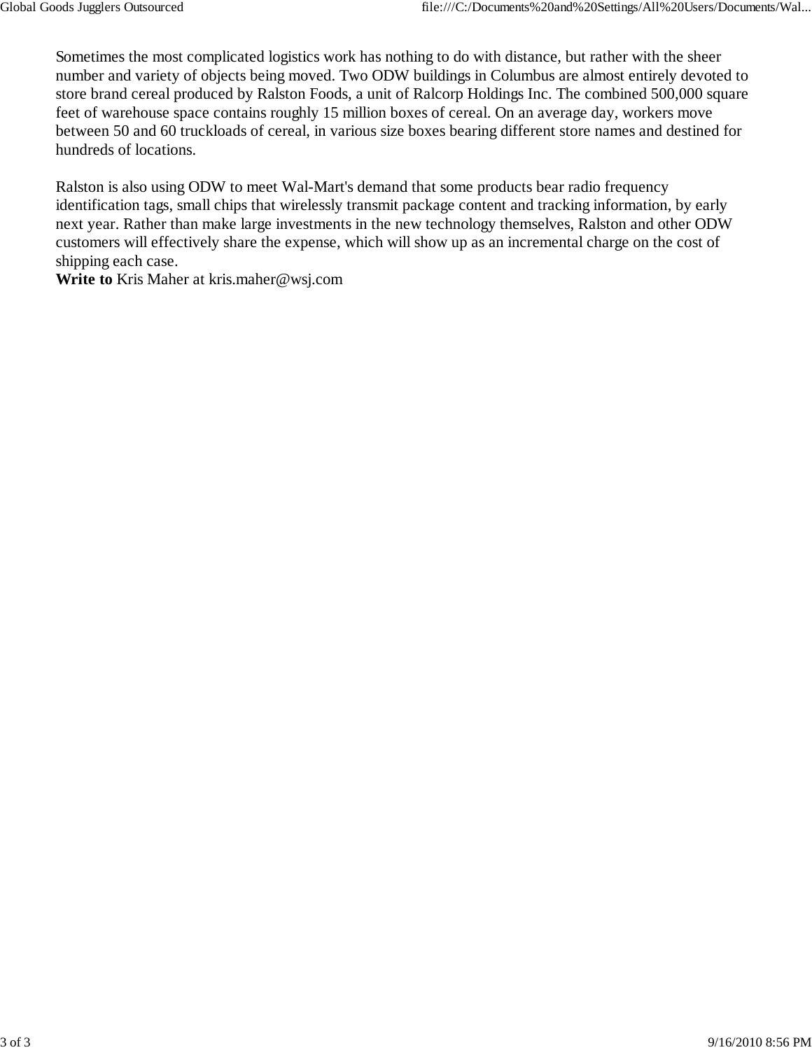Sometimes the most complicated logistics work has nothing to do with distance, but rather with the sheer number and variety of objects being moved. Two ODW buildings in Columbus are almost entirely devoted to store brand cereal produced by Ralston Foods, a unit of Ralcorp Holdings Inc. The combined 500,000 square feet of warehouse space contains roughly 15 million boxes of cereal. On an average day, workers move between 50 and 60 truckloads of cereal, in various size boxes bearing different store names and destined for hundreds of locations.

Ralston is also using ODW to meet Wal-Mart's demand that some products bear radio frequency identification tags, small chips that wirelessly transmit package content and tracking information, by early next year. Rather than make large investments in the new technology themselves, Ralston and other ODW customers will effectively share the expense, which will show up as an incremental charge on the cost of shipping each case.

**Write to** Kris Maher at kris.maher@wsj.com